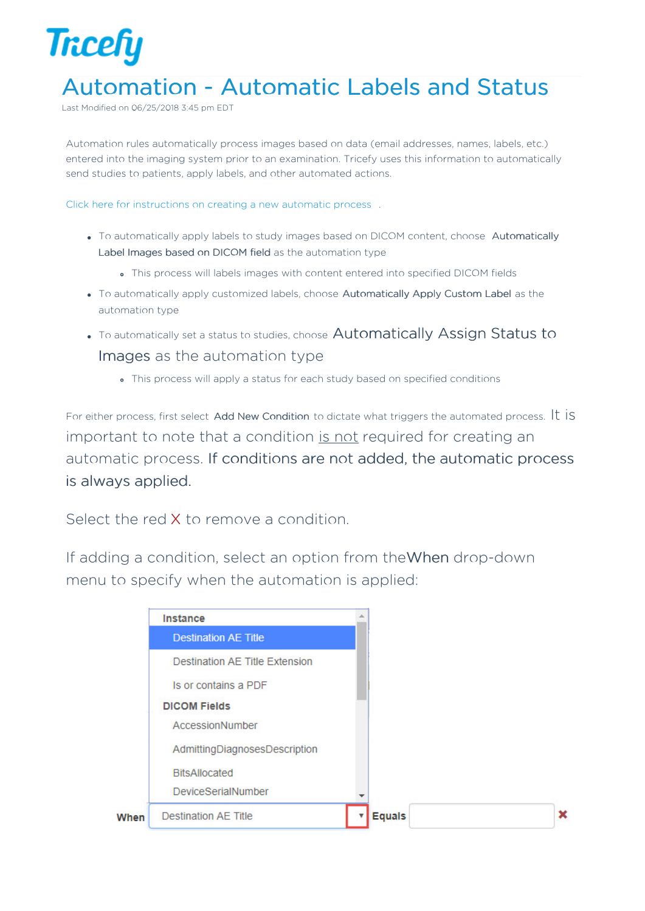# Automation - Automatic Labels and Status

Last Modified on 06/25/2018 3:45 pm EDT

Automation rules automatically process images based on data (email addresses, names, labels, etc.) entered into the imaging system prior to an examination. Tricefy uses this information to automatically send studies to patients, apply labels, and other automated actions.

Click here for instructions on creating a new automatic process .

- To automatically apply labels to study images based on DICOM content, choose **Automatically Label Images based on DICOM field** as the automation type
  - This process will labels images with content entered into specified DICOM fields
- To automatically apply customized labels, choose **Automatically Apply Custom Label** as the automation type
- To automatically set a status to studies, choose **Automatically Assign Status to Images** as the automation type
  - This process will apply a status for each study based on specified conditions

For either process, first select **Add New Condition** to dictate what triggers the automated process. It is important to note that a condition is not required for creating an automatic process. **If conditions are not added, the automatic process is always applied.**

Select the red X to remove a condition.

If adding a condition, select an option from the **When** drop-down menu to specify when the automation is applied:

**Instance**
- Destination AE Title
- Destination AE Title Extension
- Is or contains a PDF

**DICOM Fields**
- AccessionNumber
- AdmittingDiagnosesDescription
- BitsAllocated
- DeviceSerialNumber

**When** Destination AE Title **Equals**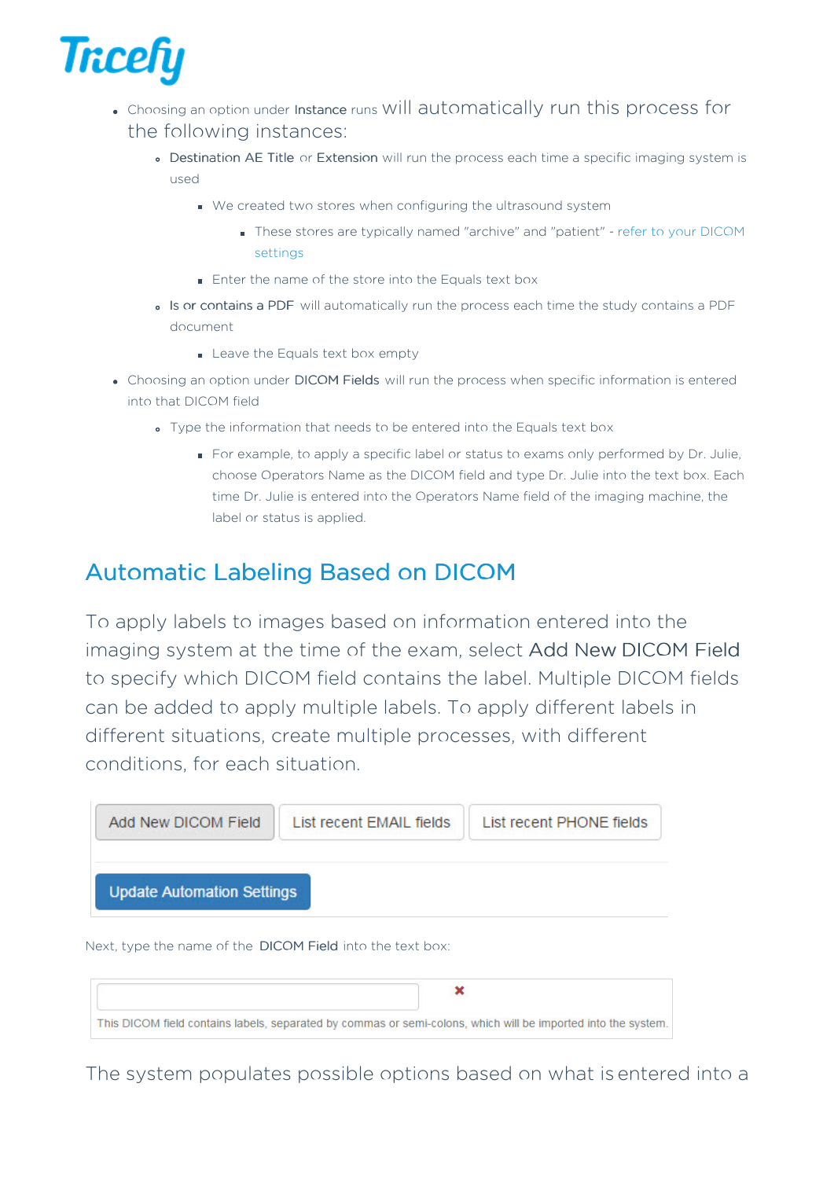- Choosing an option under **Instance** runs will automatically run this process for the following instances:
    - **Destination AE Title** or **Extension** will run the process each time a specific imaging system is used
        - We created two stores when configuring the ultrasound system
            - These stores are typically named "archive" and "patient" - refer to your DICOM settings
        - Enter the name of the store into the Equals text box
    - **Is or contains a PDF** will automatically run the process each time the study contains a PDF document
        - Leave the Equals text box empty
- Choosing an option under **DICOM Fields** will run the process when specific information is entered into that DICOM field
    - Type the information that needs to be entered into the Equals text box
        - For example, to apply a specific label or status to exams only performed by Dr. Julie, choose Operators Name as the DICOM field and type Dr. Julie into the text box. Each time Dr. Julie is entered into the Operators Name field of the imaging machine, the label or status is applied.

## Automatic Labeling Based on DICOM

To apply labels to images based on information entered into the imaging system at the time of the exam, select **Add New DICOM Field** to specify which DICOM field contains the label. Multiple DICOM fields can be added to apply multiple labels. To apply different labels in different situations, create multiple processes, with different conditions, for each situation.

Add New DICOM Field | List recent EMAIL fields | List recent PHONE fields

Update Automation Settings

Next, type the name of the **DICOM Field** into the text box:

This DICOM field contains labels, separated by commas or semi-colons, which will be imported into the system.

The system populates possible options based on what is entered into a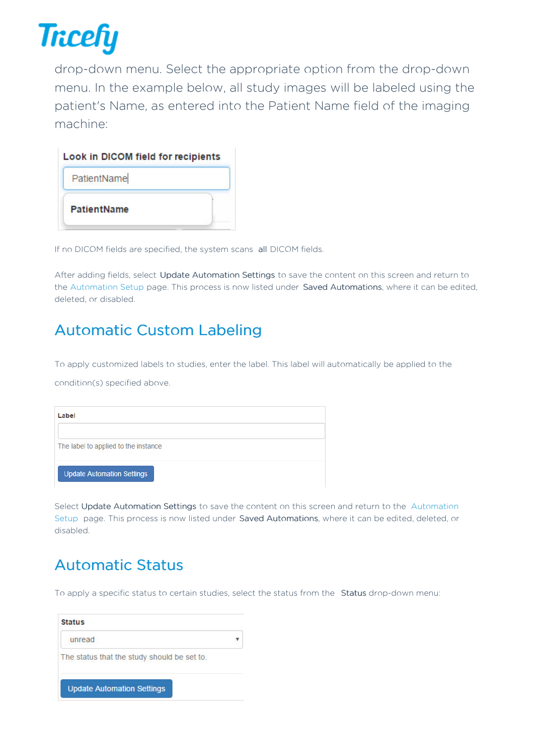drop-down menu. Select the appropriate option from the drop-down menu. In the example below, all study images will be labeled using the patient's Name, as entered into the Patient Name field of the imaging machine:

**Look in DICOM field for recipients**

PatientName

**PatientName**

If no DICOM fields are specified, the system scans **all** DICOM fields.

After adding fields, select **Update Automation Settings** to save the content on this screen and return to the Automation Setup page. This process is now listed under **Saved Automations**, where it can be edited, deleted, or disabled.

## Automatic Custom Labeling

To apply customized labels to studies, enter the label. This label will automatically be applied to the condition(s) specified above.

**Label**

The label to applied to the instance

Update Automation Settings

Select **Update Automation Settings** to save the content on this screen and return to the Automation Setup page. This process is now listed under **Saved Automations**, where it can be edited, deleted, or disabled.

## Automatic Status

To apply a specific status to certain studies, select the status from the **Status** drop-down menu:

**Status**

unread

The status that the study should be set to.

Update Automation Settings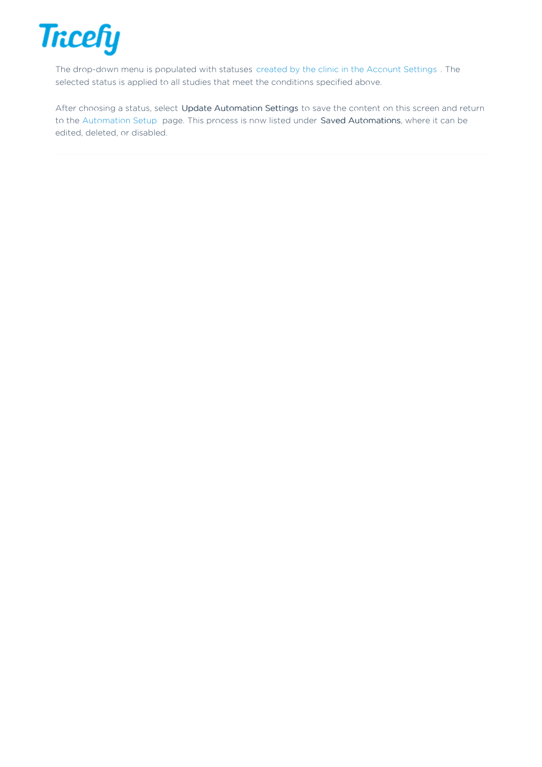The drop-down menu is populated with statuses created by the clinic in the Account Settings . The selected status is applied to all studies that meet the conditions specified above.

After choosing a status, select **Update Automation Settings** to save the content on this screen and return to the Automation Setup page. This process is now listed under **Saved Automations**, where it can be edited, deleted, or disabled.